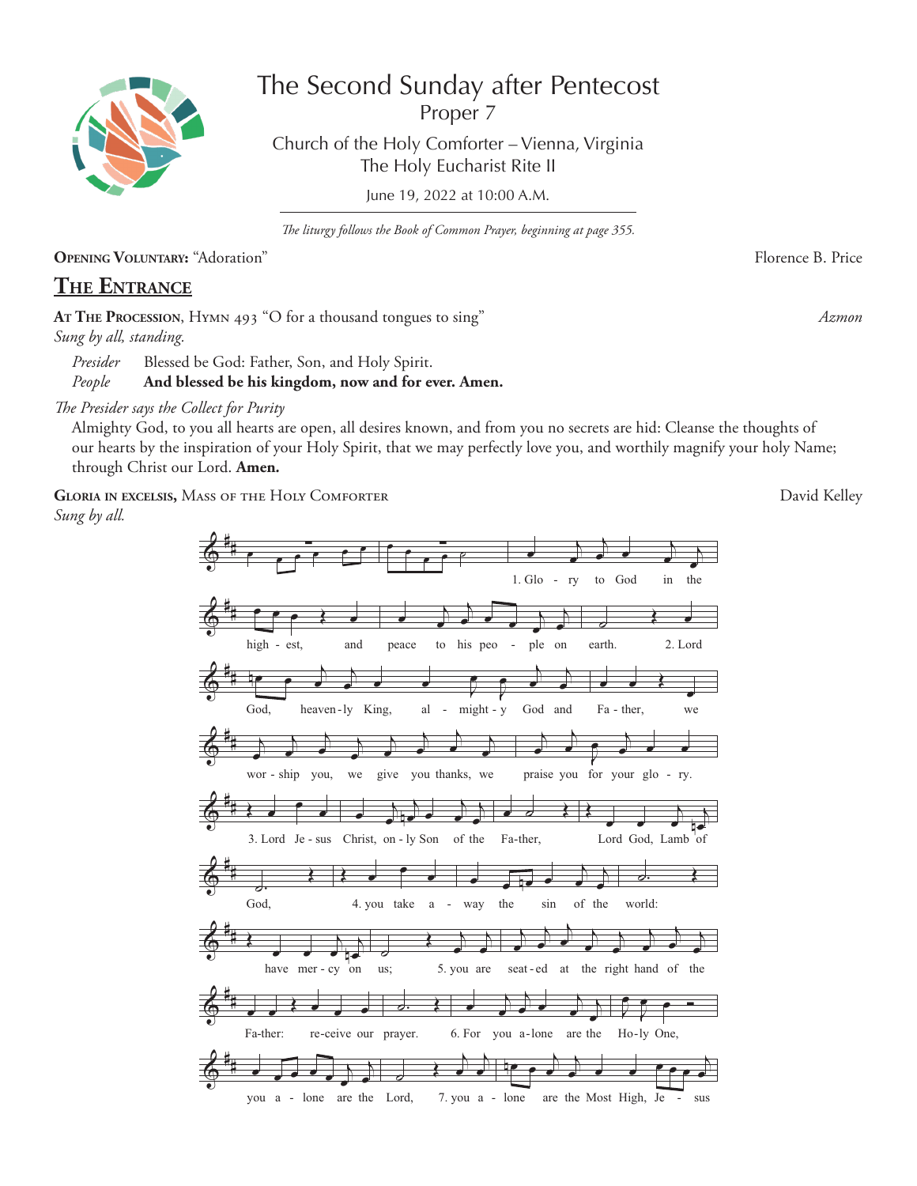# The Second Sunday after Pentecost

Proper 7

Church of the Holy Comforter – Vienna, Virginia

The Holy Eucharist Rite II

June 19, 2022 at 10:00 A.M.

*The liturgy follows the Book of Common Prayer, beginning at page 355.*

**Opening Voluntary:** "Adoration" — Florence B. Price

## The Entrance

**At The Procession**, Hymn 493 "O for a thousand tongues to sing" — *Azmon*

*Sung by all, standing.*

*Presider* Blessed be God: Father, Son, and Holy Spirit.

*People* **And blessed be his kingdom, now and for ever. Amen.**

*The Presider says the Collect for Purity*

Almighty God, to you all hearts are open, all desires known, and from you no secrets are hid: Cleanse the thoughts of our hearts by the inspiration of your Holy Spirit, that we may perfectly love you, and worthily magnify your holy Name; through Christ our Lord. **Amen.**

**Gloria in excelsis,** Mass of the Holy Comforter — David Kelley

*Sung by all.*

1. Glory to God in the highest, and peace to his people on earth.
2. Lord God, heavenly King, almighty God and Father, we worship you, we give you thanks, we praise you for your glory.
3. Lord Jesus Christ, only Son of the Father, Lord God, Lamb of God,
4. you take away the sin of the world: have mercy on us;
5. you are seated at the right hand of the Father: receive our prayer.
6. For you alone are the Holy One, you alone are the Lord,
7. you alone are the Most High, Jesus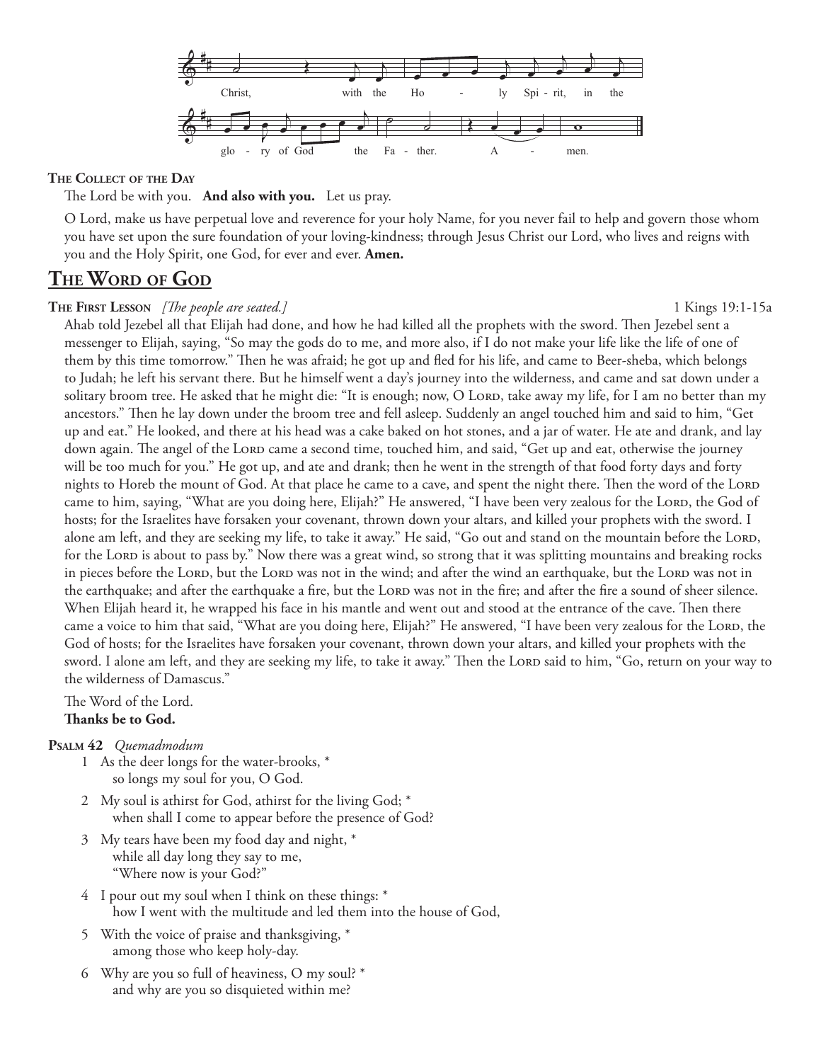Christ, with the Holy Spirit, in the glory of God the Father. Amen.

**The Collect of the Day**

The Lord be with you. **And also with you.** Let us pray.

O Lord, make us have perpetual love and reverence for your holy Name, for you never fail to help and govern those whom you have set upon the sure foundation of your loving-kindness; through Jesus Christ our Lord, who lives and reigns with you and the Holy Spirit, one God, for ever and ever. **Amen.**

## The Word of God

**The First Lesson** *[The people are seated.]* 1 Kings 19:1-15a

Ahab told Jezebel all that Elijah had done, and how he had killed all the prophets with the sword. Then Jezebel sent a messenger to Elijah, saying, "So may the gods do to me, and more also, if I do not make your life like the life of one of them by this time tomorrow." Then he was afraid; he got up and fled for his life, and came to Beer-sheba, which belongs to Judah; he left his servant there. But he himself went a day's journey into the wilderness, and came and sat down under a solitary broom tree. He asked that he might die: "It is enough; now, O Lord, take away my life, for I am no better than my ancestors." Then he lay down under the broom tree and fell asleep. Suddenly an angel touched him and said to him, "Get up and eat." He looked, and there at his head was a cake baked on hot stones, and a jar of water. He ate and drank, and lay down again. The angel of the Lord came a second time, touched him, and said, "Get up and eat, otherwise the journey will be too much for you." He got up, and ate and drank; then he went in the strength of that food forty days and forty nights to Horeb the mount of God. At that place he came to a cave, and spent the night there. Then the word of the Lord came to him, saying, "What are you doing here, Elijah?" He answered, "I have been very zealous for the Lord, the God of hosts; for the Israelites have forsaken your covenant, thrown down your altars, and killed your prophets with the sword. I alone am left, and they are seeking my life, to take it away." He said, "Go out and stand on the mountain before the Lord, for the Lord is about to pass by." Now there was a great wind, so strong that it was splitting mountains and breaking rocks in pieces before the Lord, but the Lord was not in the wind; and after the wind an earthquake, but the Lord was not in the earthquake; and after the earthquake a fire, but the Lord was not in the fire; and after the fire a sound of sheer silence. When Elijah heard it, he wrapped his face in his mantle and went out and stood at the entrance of the cave. Then there came a voice to him that said, "What are you doing here, Elijah?" He answered, "I have been very zealous for the Lord, the God of hosts; for the Israelites have forsaken your covenant, thrown down your altars, and killed your prophets with the sword. I alone am left, and they are seeking my life, to take it away." Then the Lord said to him, "Go, return on your way to the wilderness of Damascus."

The Word of the Lord.
**Thanks be to God.**

**Psalm 42** *Quemadmodum*

1 As the deer longs for the water-brooks, *
so longs my soul for you, O God.

2 My soul is athirst for God, athirst for the living God; *
when shall I come to appear before the presence of God?

3 My tears have been my food day and night, *
while all day long they say to me,
"Where now is your God?"

4 I pour out my soul when I think on these things: *
how I went with the multitude and led them into the house of God,

5 With the voice of praise and thanksgiving, *
among those who keep holy-day.

6 Why are you so full of heaviness, O my soul? *
and why are you so disquieted within me?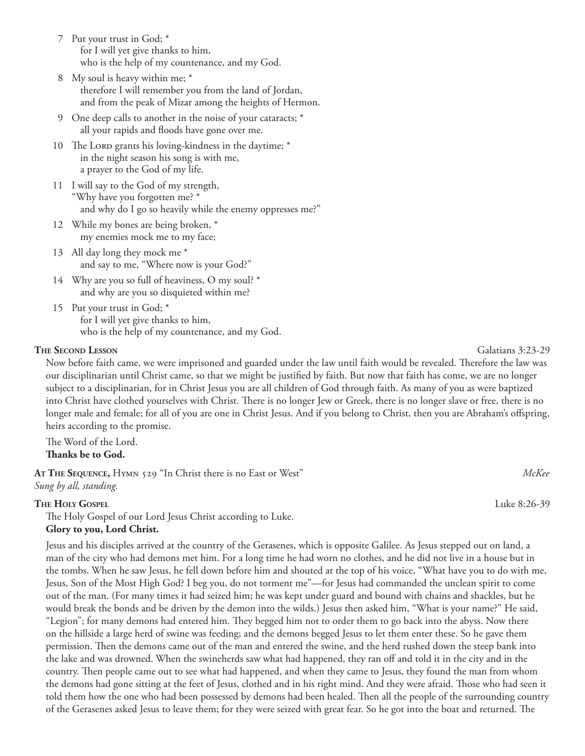7 Put your trust in God; *
  for I will yet give thanks to him,
  who is the help of my countenance, and my God.

8 My soul is heavy within me; *
  therefore I will remember you from the land of Jordan,
  and from the peak of Mizar among the heights of Hermon.

9 One deep calls to another in the noise of your cataracts; *
  all your rapids and floods have gone over me.

10 The Lord grants his loving-kindness in the daytime; *
  in the night season his song is with me,
  a prayer to the God of my life.

11 I will say to the God of my strength,
  "Why have you forgotten me? *
  and why do I go so heavily while the enemy oppresses me?"

12 While my bones are being broken, *
  my enemies mock me to my face;

13 All day long they mock me *
  and say to me, "Where now is your God?"

14 Why are you so full of heaviness, O my soul? *
  and why are you so disquieted within me?

15 Put your trust in God; *
  for I will yet give thanks to him,
  who is the help of my countenance, and my God.

**The Second Lesson** Galatians 3:23-29

Now before faith came, we were imprisoned and guarded under the law until faith would be revealed. Therefore the law was our disciplinarian until Christ came, so that we might be justified by faith. But now that faith has come, we are no longer subject to a disciplinarian, for in Christ Jesus you are all children of God through faith. As many of you as were baptized into Christ have clothed yourselves with Christ. There is no longer Jew or Greek, there is no longer slave or free, there is no longer male and female; for all of you are one in Christ Jesus. And if you belong to Christ, then you are Abraham's offspring, heirs according to the promise.

The Word of the Lord.
**Thanks be to God.**

**At The Sequence,** Hymn 529 "In Christ there is no East or West" *McKee*
*Sung by all, standing.*

**The Holy Gospel** Luke 8:26-39

The Holy Gospel of our Lord Jesus Christ according to Luke.
**Glory to you, Lord Christ.**

Jesus and his disciples arrived at the country of the Gerasenes, which is opposite Galilee. As Jesus stepped out on land, a man of the city who had demons met him. For a long time he had worn no clothes, and he did not live in a house but in the tombs. When he saw Jesus, he fell down before him and shouted at the top of his voice, "What have you to do with me, Jesus, Son of the Most High God? I beg you, do not torment me"—for Jesus had commanded the unclean spirit to come out of the man. (For many times it had seized him; he was kept under guard and bound with chains and shackles, but he would break the bonds and be driven by the demon into the wilds.) Jesus then asked him, "What is your name?" He said, "Legion"; for many demons had entered him. They begged him not to order them to go back into the abyss. Now there on the hillside a large herd of swine was feeding; and the demons begged Jesus to let them enter these. So he gave them permission. Then the demons came out of the man and entered the swine, and the herd rushed down the steep bank into the lake and was drowned. When the swineherds saw what had happened, they ran off and told it in the city and in the country. Then people came out to see what had happened, and when they came to Jesus, they found the man from whom the demons had gone sitting at the feet of Jesus, clothed and in his right mind. And they were afraid. Those who had seen it told them how the one who had been possessed by demons had been healed. Then all the people of the surrounding country of the Gerasenes asked Jesus to leave them; for they were seized with great fear. So he got into the boat and returned. The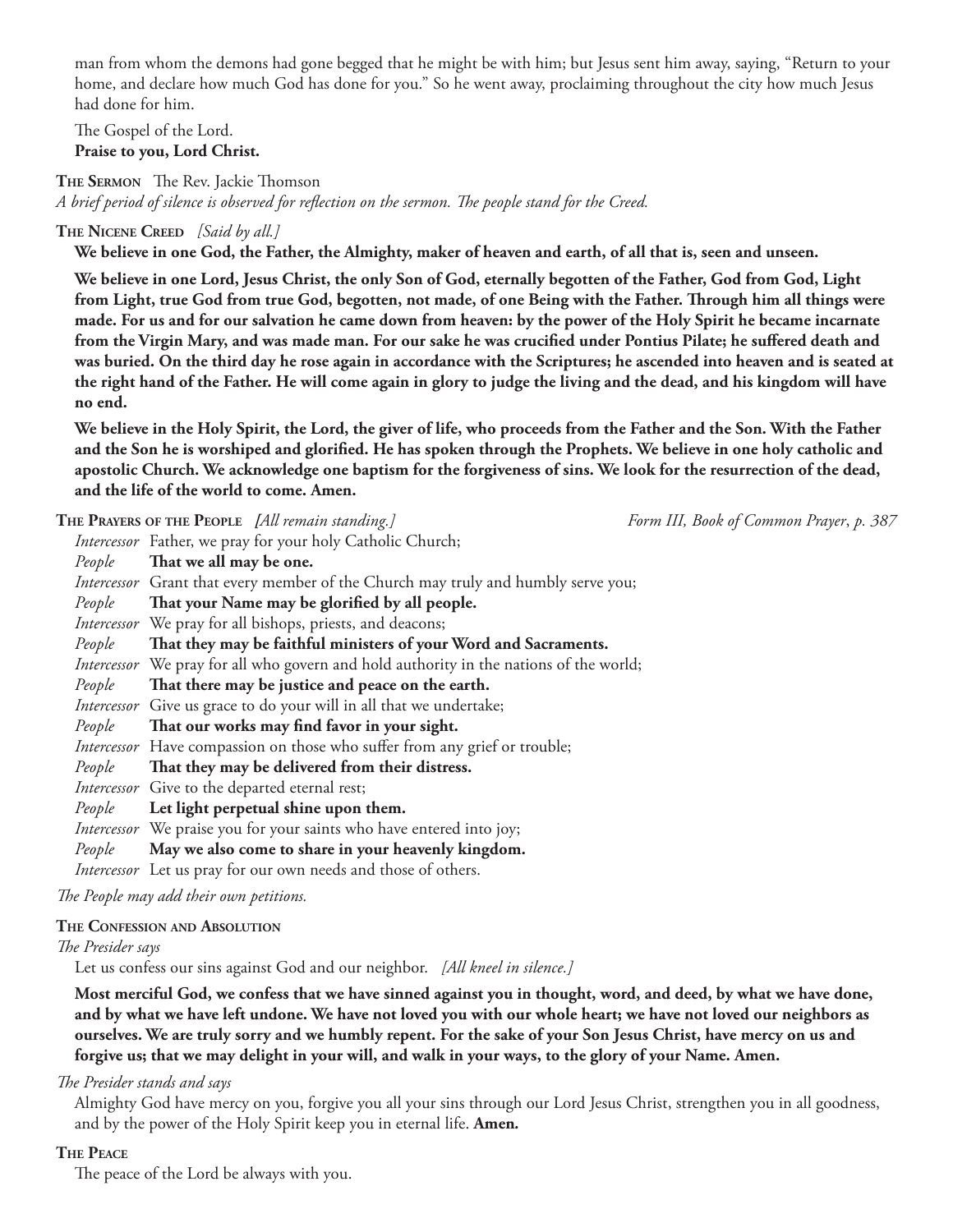man from whom the demons had gone begged that he might be with him; but Jesus sent him away, saying, "Return to your home, and declare how much God has done for you." So he went away, proclaiming throughout the city how much Jesus had done for him.

The Gospel of the Lord.
**Praise to you, Lord Christ.**

**The Sermon** The Rev. Jackie Thomson
*A brief period of silence is observed for reflection on the sermon. The people stand for the Creed.*

**The Nicene Creed** *[Said by all.]*

**We believe in one God, the Father, the Almighty, maker of heaven and earth, of all that is, seen and unseen.**

**We believe in one Lord, Jesus Christ, the only Son of God, eternally begotten of the Father, God from God, Light from Light, true God from true God, begotten, not made, of one Being with the Father. Through him all things were made. For us and for our salvation he came down from heaven: by the power of the Holy Spirit he became incarnate from the Virgin Mary, and was made man. For our sake he was crucified under Pontius Pilate; he suffered death and was buried. On the third day he rose again in accordance with the Scriptures; he ascended into heaven and is seated at the right hand of the Father. He will come again in glory to judge the living and the dead, and his kingdom will have no end.**

**We believe in the Holy Spirit, the Lord, the giver of life, who proceeds from the Father and the Son. With the Father and the Son he is worshiped and glorified. He has spoken through the Prophets. We believe in one holy catholic and apostolic Church. We acknowledge one baptism for the forgiveness of sins. We look for the resurrection of the dead, and the life of the world to come. Amen.**

**The Prayers of the People** *[All remain standing.]* *Form III, Book of Common Prayer, p. 387*

*Intercessor* Father, we pray for your holy Catholic Church;
*People* **That we all may be one.**
*Intercessor* Grant that every member of the Church may truly and humbly serve you;
*People* **That your Name may be glorified by all people.**
*Intercessor* We pray for all bishops, priests, and deacons;
*People* **That they may be faithful ministers of your Word and Sacraments.**
*Intercessor* We pray for all who govern and hold authority in the nations of the world;
*People* **That there may be justice and peace on the earth.**
*Intercessor* Give us grace to do your will in all that we undertake;
*People* **That our works may find favor in your sight.**
*Intercessor* Have compassion on those who suffer from any grief or trouble;
*People* **That they may be delivered from their distress.**
*Intercessor* Give to the departed eternal rest;
*People* **Let light perpetual shine upon them.**
*Intercessor* We praise you for your saints who have entered into joy;
*People* **May we also come to share in your heavenly kingdom.**
*Intercessor* Let us pray for our own needs and those of others.

*The People may add their own petitions.*

**The Confession and Absolution**

*The Presider says*

Let us confess our sins against God and our neighbor. *[All kneel in silence.]*

**Most merciful God, we confess that we have sinned against you in thought, word, and deed, by what we have done, and by what we have left undone. We have not loved you with our whole heart; we have not loved our neighbors as ourselves. We are truly sorry and we humbly repent. For the sake of your Son Jesus Christ, have mercy on us and forgive us; that we may delight in your will, and walk in your ways, to the glory of your Name. Amen.**

*The Presider stands and says*

Almighty God have mercy on you, forgive you all your sins through our Lord Jesus Christ, strengthen you in all goodness, and by the power of the Holy Spirit keep you in eternal life. **Amen.**

**The Peace**

The peace of the Lord be always with you.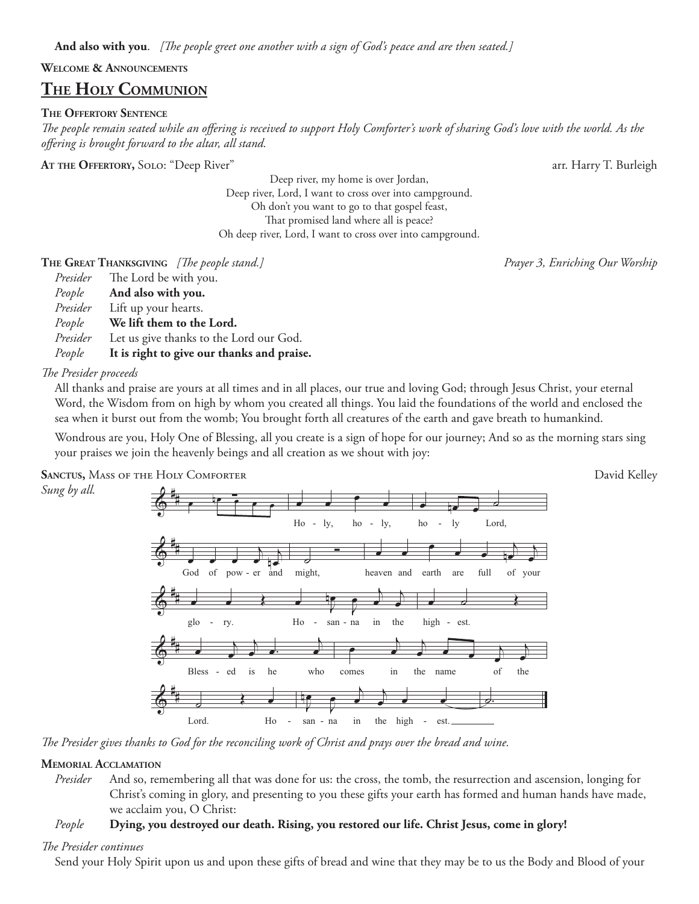**And also with you**. *[The people greet one another with a sign of God's peace and are then seated.]*

**Welcome & Announcements**

## The Holy Communion

**The Offertory Sentence**

*The people remain seated while an offering is received to support Holy Comforter's work of sharing God's love with the world. As the offering is brought forward to the altar, all stand.*

**At the Offertory,** Solo: "Deep River" arr. Harry T. Burleigh

Deep river, my home is over Jordan,
Deep river, Lord, I want to cross over into campground.
Oh don't you want to go to that gospel feast,
That promised land where all is peace?
Oh deep river, Lord, I want to cross over into campground.

**The Great Thanksgiving** *[The people stand.]* *Prayer 3, Enriching Our Worship*

*Presider* The Lord be with you.
*People* **And also with you.**
*Presider* Lift up your hearts.
*People* **We lift them to the Lord.**
*Presider* Let us give thanks to the Lord our God.
*People* **It is right to give our thanks and praise.**

*The Presider proceeds*

All thanks and praise are yours at all times and in all places, our true and loving God; through Jesus Christ, your eternal Word, the Wisdom from on high by whom you created all things. You laid the foundations of the world and enclosed the sea when it burst out from the womb; You brought forth all creatures of the earth and gave breath to humankind.

Wondrous are you, Holy One of Blessing, all you create is a sign of hope for our journey; And so as the morning stars sing your praises we join the heavenly beings and all creation as we shout with joy:

**Sanctus,** Mass of the Holy Comforter David Kelley

*Sung by all.*

Holy, holy, holy Lord, God of power and might, heaven and earth are full of your glory. Hosanna in the highest. Blessed is he who comes in the name of the Lord. Hosanna in the highest.

*The Presider gives thanks to God for the reconciling work of Christ and prays over the bread and wine.*

**Memorial Acclamation**

*Presider* And so, remembering all that was done for us: the cross, the tomb, the resurrection and ascension, longing for Christ's coming in glory, and presenting to you these gifts your earth has formed and human hands have made, we acclaim you, O Christ:

*People* **Dying, you destroyed our death. Rising, you restored our life. Christ Jesus, come in glory!**

*The Presider continues*

Send your Holy Spirit upon us and upon these gifts of bread and wine that they may be to us the Body and Blood of your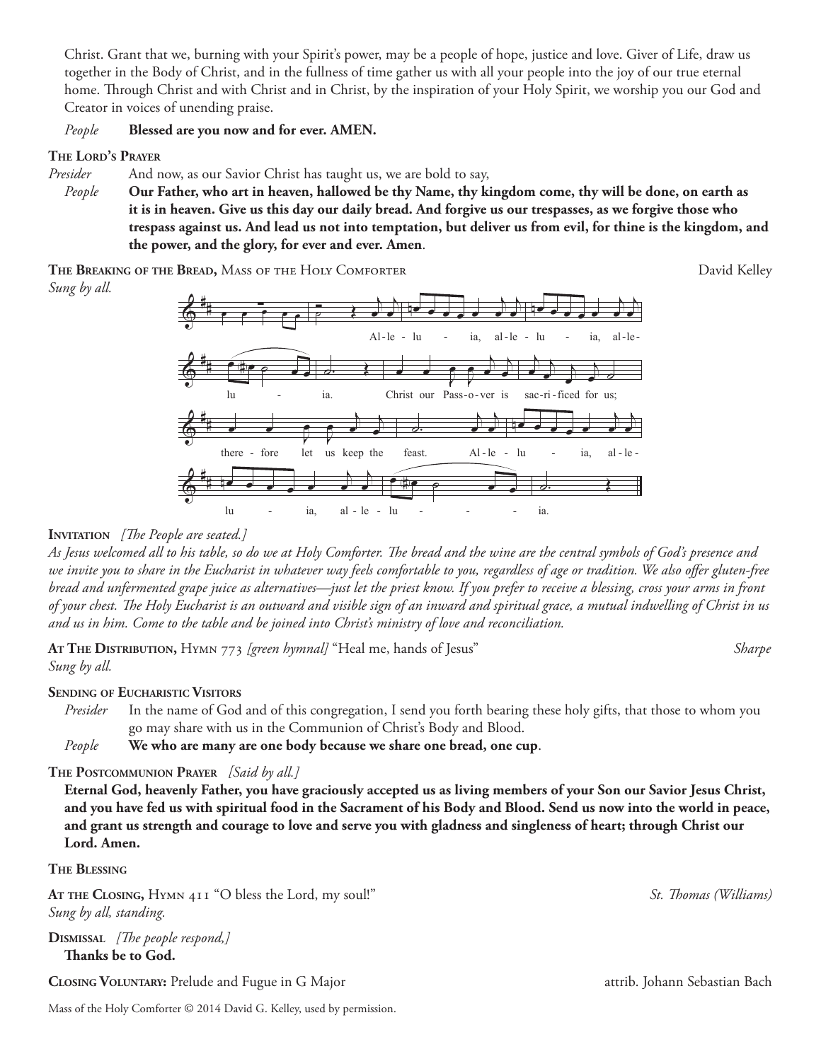Christ. Grant that we, burning with your Spirit's power, may be a people of hope, justice and love. Giver of Life, draw us together in the Body of Christ, and in the fullness of time gather us with all your people into the joy of our true eternal home. Through Christ and with Christ and in Christ, by the inspiration of your Holy Spirit, we worship you our God and Creator in voices of unending praise.

*People* **Blessed are you now and for ever. AMEN.**

**The Lord's Prayer**

*Presider* And now, as our Savior Christ has taught us, we are bold to say,

*People* **Our Father, who art in heaven, hallowed be thy Name, thy kingdom come, thy will be done, on earth as it is in heaven. Give us this day our daily bread. And forgive us our trespasses, as we forgive those who trespass against us. And lead us not into temptation, but deliver us from evil, for thine is the kingdom, and the power, and the glory, for ever and ever. Amen**.

**The Breaking of the Bread,** Mass of the Holy Comforter — David Kelley

*Sung by all.*

Al-le-lu - ia, al-le-lu - ia, al-le-lu - ia. Christ our Pass-o-ver is sac-ri-ficed for us; there-fore let us keep the feast. Al-le-lu - ia, al-le-lu - ia, al-le-lu - - - ia.

**Invitation** *[The People are seated.]*

*As Jesus welcomed all to his table, so do we at Holy Comforter. The bread and the wine are the central symbols of God's presence and we invite you to share in the Eucharist in whatever way feels comfortable to you, regardless of age or tradition. We also offer gluten-free bread and unfermented grape juice as alternatives—just let the priest know. If you prefer to receive a blessing, cross your arms in front of your chest. The Holy Eucharist is an outward and visible sign of an inward and spiritual grace, a mutual indwelling of Christ in us and us in him. Come to the table and be joined into Christ's ministry of love and reconciliation.*

**At The Distribution,** Hymn 773 *[green hymnal]* "Heal me, hands of Jesus" — *Sharpe*

*Sung by all.*

**Sending of Eucharistic Visitors**

*Presider* In the name of God and of this congregation, I send you forth bearing these holy gifts, that those to whom you go may share with us in the Communion of Christ's Body and Blood.

*People* **We who are many are one body because we share one bread, one cup**.

**The Postcommunion Prayer** *[Said by all.]*

**Eternal God, heavenly Father, you have graciously accepted us as living members of your Son our Savior Jesus Christ, and you have fed us with spiritual food in the Sacrament of his Body and Blood. Send us now into the world in peace, and grant us strength and courage to love and serve you with gladness and singleness of heart; through Christ our Lord. Amen.**

**The Blessing**

**At the Closing,** Hymn 411 "O bless the Lord, my soul!" — *St. Thomas (Williams)*

*Sung by all, standing.*

**Dismissal** *[The people respond,]*

**Thanks be to God.**

**Closing Voluntary:** Prelude and Fugue in G Major — attrib. Johann Sebastian Bach

Mass of the Holy Comforter © 2014 David G. Kelley, used by permission.